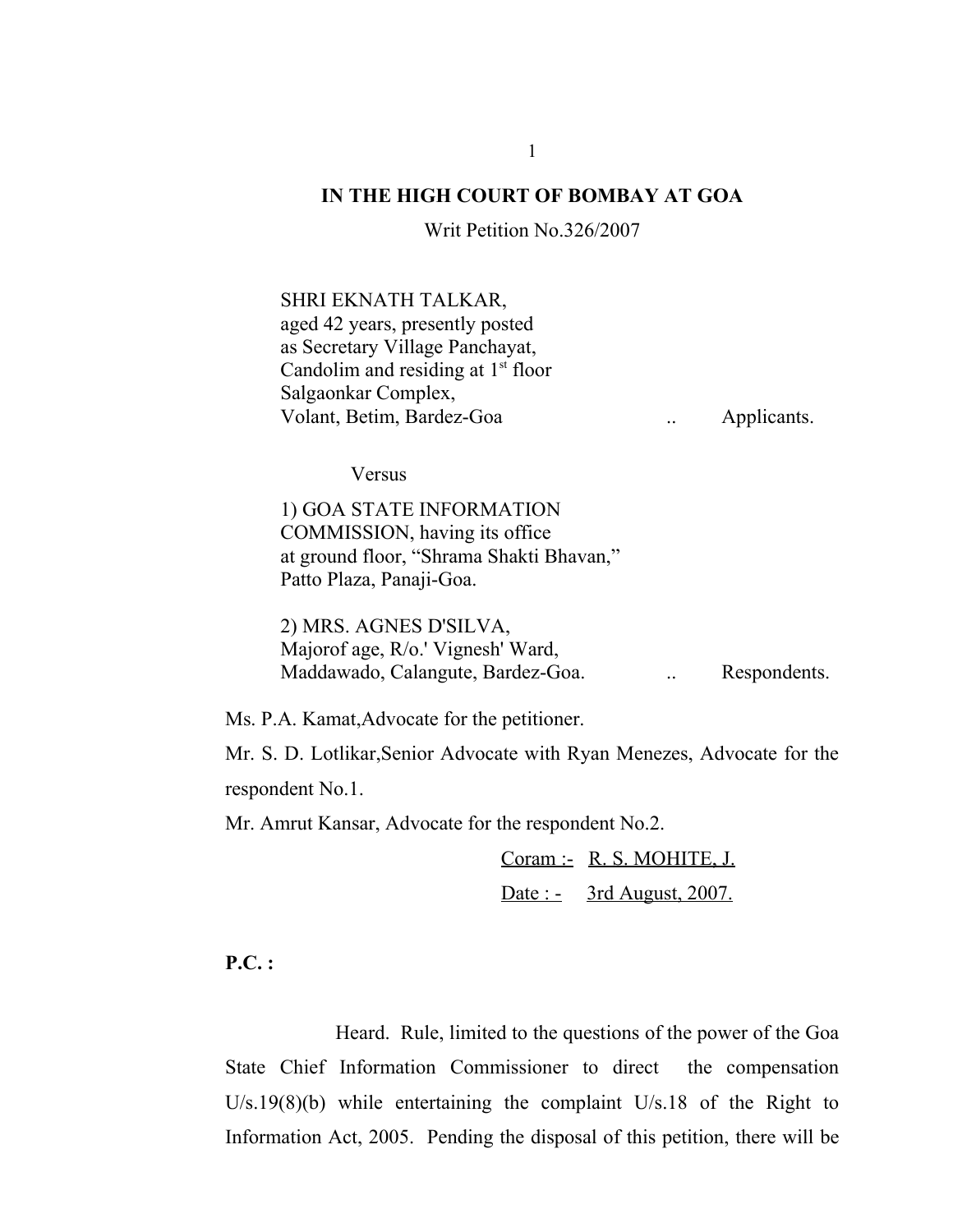# IN THE HIGH COURT OF BOMBAY AT GOA

Writ Petition No.326/2007

SHRI EKNATH TALKAR,
aged 42 years, presently posted
as Secretary Village Panchayat,
Candolim and residing at 1st floor
Salgaonkar Complex,
Volant, Betim, Bardez-Goa .. Applicants.

Versus

1) GOA STATE INFORMATION
COMMISSION, having its office
at ground floor, "Shrama Shakti Bhavan,"
Patto Plaza, Panaji-Goa.

2) MRS. AGNES D'SILVA,
Majorof age, R/o.' Vignesh' Ward,
Maddawado, Calangute, Bardez-Goa. .. Respondents.

Ms. P.A. Kamat,Advocate for the petitioner.
Mr. S. D. Lotlikar,Senior Advocate with Ryan Menezes, Advocate for the respondent No.1.
Mr. Amrut Kansar, Advocate for the respondent No.2.

Coram :- R. S. MOHITE, J.
Date : - 3rd August, 2007.

**P.C. :**

Heard. Rule, limited to the questions of the power of the Goa State Chief Information Commissioner to direct the compensation U/s.19(8)(b) while entertaining the complaint U/s.18 of the Right to Information Act, 2005. Pending the disposal of this petition, there will be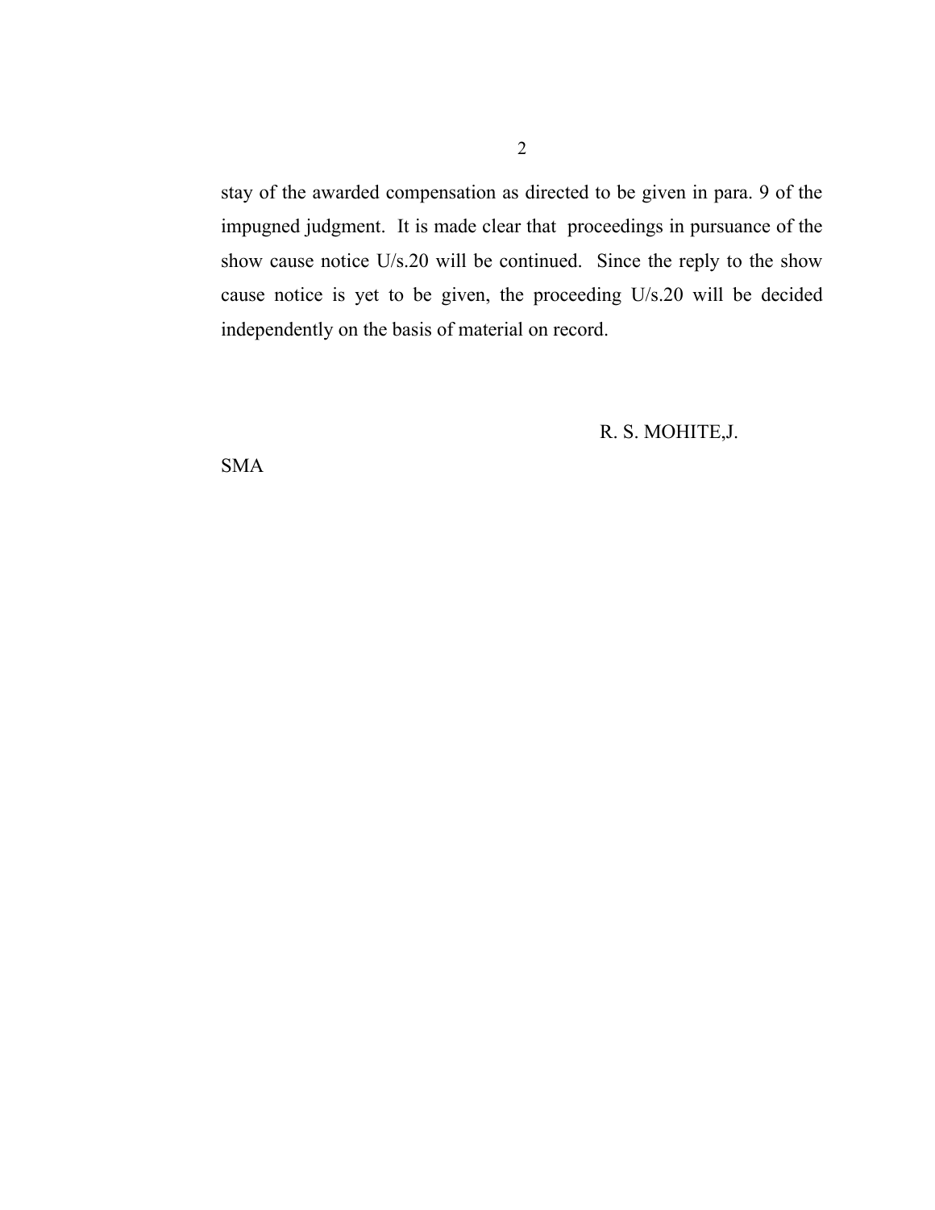stay of the awarded compensation as directed to be given in para. 9 of the impugned judgment. It is made clear that proceedings in pursuance of the show cause notice U/s.20 will be continued. Since the reply to the show cause notice is yet to be given, the proceeding U/s.20 will be decided independently on the basis of material on record.

R. S. MOHITE,J.

SMA